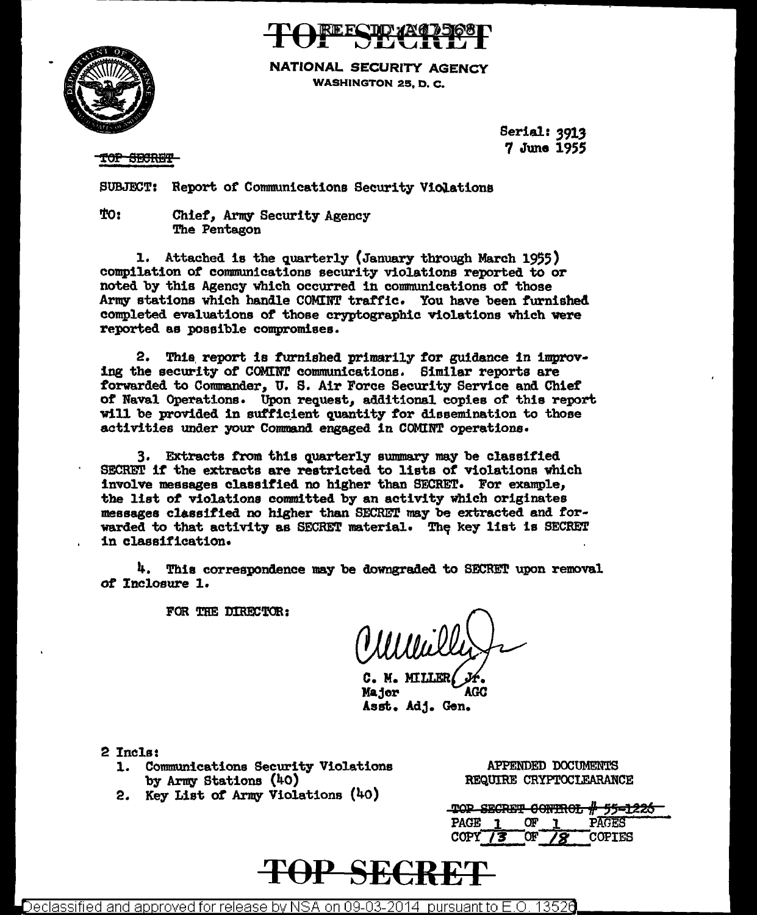TOP SECRET

REF ID:A67568

NATIONAL SECURITY AGENCY
WASHINGTON 25, D. C.

Serial: 3913
7 June 1955

~~TOP SECRET~~

SUBJECT: Report of Communications Security Violations

TO: Chief, Army Security Agency
The Pentagon

1. Attached is the quarterly (January through March 1955) compilation of communications security violations reported to or noted by this Agency which occurred in communications of those Army stations which handle COMINT traffic. You have been furnished completed evaluations of those cryptographic violations which were reported as possible compromises.

2. This report is furnished primarily for guidance in improving the security of COMINT communications. Similar reports are forwarded to Commander, U. S. Air Force Security Service and Chief of Naval Operations. Upon request, additional copies of this report will be provided in sufficient quantity for dissemination to those activities under your Command engaged in COMINT operations.

3. Extracts from this quarterly summary may be classified SECRET if the extracts are restricted to lists of violations which involve messages classified no higher than SECRET. For example, the list of violations committed by an activity which originates messages classified no higher than SECRET may be extracted and forwarded to that activity as SECRET material. The key list is SECRET in classification.

4. This correspondence may be downgraded to SECRET upon removal of Inclosure 1.

FOR THE DIRECTOR:

C. M. MILLER, Jr.
Major AGC
Asst. Adj. Gen.

2 Incls:
1. Communications Security Violations by Army Stations (40)
2. Key List of Army Violations (40)

APPENDED DOCUMENTS
REQUIRE CRYPTOCLEARANCE

~~TOP SECRET CONTROL # 55-1226~~
PAGE 1 OF 1 PAGES
COPY 13 OF 18 COPIES

TOP SECRET

Declassified and approved for release by NSA on 09-03-2014 pursuant to E.O. 13526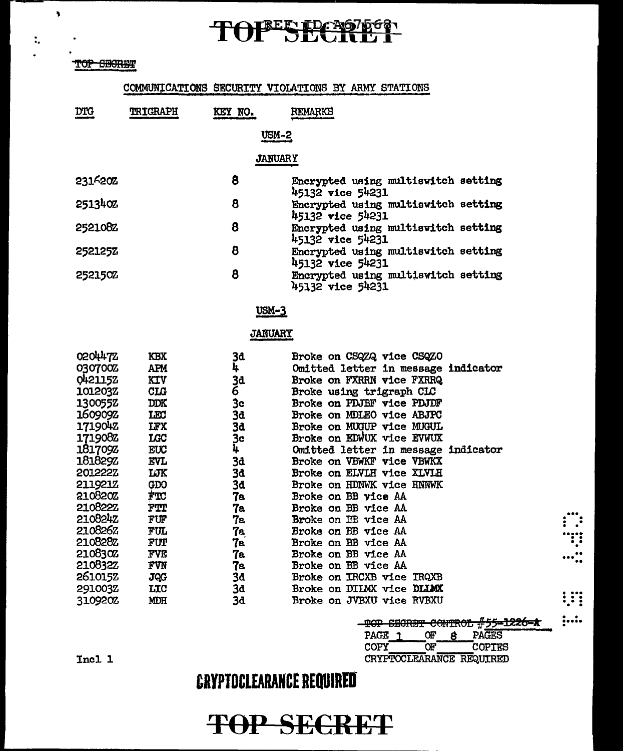TOP SECRET

COMMUNICATIONS SECURITY VIOLATIONS BY ARMY STATIONS

| DTG | TRIGRAPH | KEY NO. | REMARKS |
|---|---|---|---|
| | | **USM-2** | |
| | | **JANUARY** | |
| 231620Z | | 8 | Encrypted using multiswitch setting 45132 vice 54231 |
| 251340Z | | 8 | Encrypted using multiswitch setting 45132 vice 54231 |
| 252108Z | | 8 | Encrypted using multiswitch setting 45132 vice 54231 |
| 252125Z | | 8 | Encrypted using multiswitch setting 45132 vice 54231 |
| 252150Z | | 8 | Encrypted using multiswitch setting 45132 vice 54231 |
| | | **USM-3** | |
| | | **JANUARY** | |
| 020447Z | KBX | 3d | Broke on CSQZQ vice CSQZO |
| 030700Z | APM | 4 | Omitted letter in message indicator |
| 042115Z | KIV | 3d | Broke on FXRRN vice FXRRQ |
| 101203Z | CLG | 6 | Broke using trigraph CLC |
| 130055Z | DDK | 3c | Broke on PDJBF vice PDJDF |
| 160909Z | LEC | 3d | Broke on MDLEO vice ABJPC |
| 171904Z | LFX | 3d | Broke on MUGUP vice MUGUL |
| 171908Z | LGC | 3c | Broke on EDWUX vice EVWUX |
| 181709Z | EUC | 4 | Omitted letter in message indicator |
| 181829Z | EVL | 3d | Broke on VBWKF vice VBWKX |
| 201222Z | LJK | 3d | Broke on ELVLH vice XLVLH |
| 211921Z | GDO | 3d | Broke on HDNWK vice HNNWK |
| 210820Z | FTC | 7a | Broke on BB vice AA |
| 210822Z | FTT | 7a | Broke on BB vice AA |
| 210824Z | FUF | 7a | Broke on BB vice AA |
| 210826Z | FUL | 7a | Broke on BB vice AA |
| 210828Z | FUT | 7a | Broke on BB vice AA |
| 210830Z | FVE | 7a | Broke on BB vice AA |
| 210832Z | FVN | 7a | Broke on BB vice AA |
| 261015Z | JQG | 3d | Broke on IRCXB vice IRQXB |
| 291003Z | LIC | 3d | Broke on DIILMX vice DLLMX |
| 310920Z | MDH | 3d | Broke on JVBXU vice RVBXU |

~~TOP SECRET CONTROL #55-1226-A~~
PAGE 1 OF 8 PAGES
COPY ___ OF ___ COPIES
CRYPTOCLEARANCE REQUIRED

Incl 1

CRYPTOCLEARANCE REQUIRED

TOP SECRET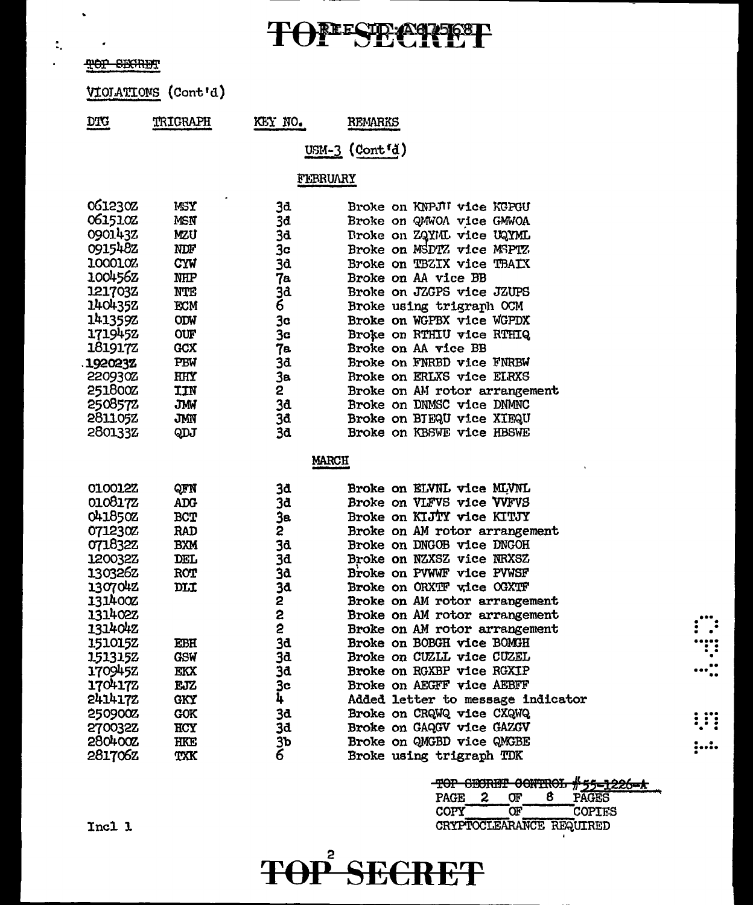TOP SECRET

VIOLATIONS (Cont'd)

| DTG | TRIGRAPH | KEY NO. | REMARKS |
|---|---|---|---|
| | | | **USM-3 (Cont'd)** |
| | | | **FEBRUARY** |
| 061230Z | MSY | 3d | Broke on KNPJU vice KGPGU |
| 061510Z | MSN | 3d | Broke on QMWOA vice GMWOA |
| 090143Z | MZU | 3d | Broke on ZQYML vice UQYML |
| 091548Z | NDF | 3c | Broke on MSDTZ vice MSPTZ |
| 100010Z | CYW | 3d | Broke on TBZIX vice TBAIX |
| 100456Z | NHP | 7a | Broke on AA vice BB |
| 121703Z | NTE | 3d | Broke on JZGPS vice JZUPS |
| 140435Z | ECM | 6 | Broke using trigraph OCM |
| 141359Z | ODW | 3c | Broke on WGPBX vice WGPDX |
| 171945Z | OUF | 3c | Broke on RTHIU vice RTHIQ |
| 181917Z | GCX | 7a | Broke on AA vice BB |
| 192023Z | PBW | 3d | Broke on FNRBD vice FNRBW |
| 220930Z | HHY | 3a | Broke on ERLXS vice ELRXS |
| 251800Z | IIN | 2 | Broke on AM rotor arrangement |
| 250857Z | JMW | 3d | Broke on DNMSC vice DNMNC |
| 281105Z | JMN | 3d | Broke on BIEQU vice XIEQU |
| 280133Z | QDJ | 3d | Broke on KBSWE vice HBSWE |
| | | | **MARCH** |
| 010012Z | QFN | 3d | Broke on ELVNL vice MLVNL |
| 010817Z | ADG | 3d | Broke on VLFVS vice VVFVS |
| 041850Z | BCT | 3a | Broke on KIJTY vice KITJY |
| 071230Z | RAD | 2 | Broke on AM rotor arrangement |
| 071832Z | BXM | 3d | Broke on DNGOB vice DNGOH |
| 120032Z | DEL | 3d | Broke on NZXSZ vice NRXSZ |
| 130326Z | ROT | 3d | Broke on PVWWF vice PVWSF |
| 130704Z | DLI | 3d | Broke on ORXTF vice OGXTF |
| 131400Z | | 2 | Broke on AM rotor arrangement |
| 131402Z | | 2 | Broke on AM rotor arrangement |
| 131404Z | | 2 | Broke on AM rotor arrangement |
| 151015Z | EBH | 3d | Broke on BOBGH vice BOMGH |
| 151315Z | GSW | 3d | Broke on CUZLL vice CUZEL |
| 170945Z | EKX | 3d | Broke on RGXBP vice RGXIP |
| 170417Z | EJZ | 3c | Broke on AEGFF vice AEBFF |
| 241417Z | GKY | 4 | Added letter to message indicator |
| 250900Z | GOK | 3d | Broke on CRQWQ vice CXQWQ |
| 270032Z | HCY | 3d | Broke on GAQGV vice GAZGV |
| 280400Z | HKE | 3b | Broke on QMGBD vice QMGBE |
| 281706Z | TXK | 6 | Broke using trigraph TDK |

TOP SECRET CONTROL #55-1226-A
PAGE 2 OF 8 PAGES
COPY ___ OF ___ COPIES
CRYPTOCLEARANCE REQUIRED

Incl 1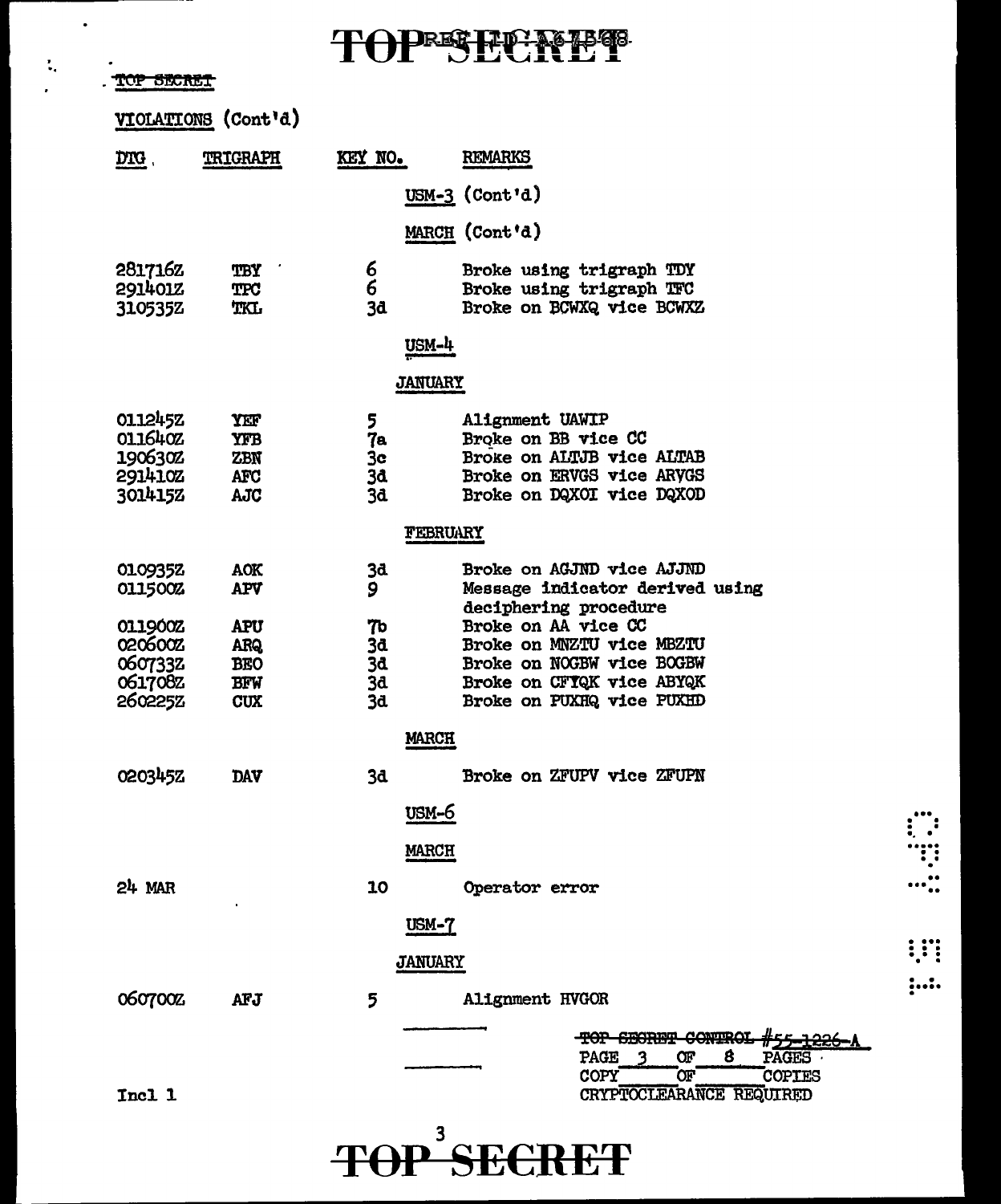VIOLATIONS (Cont'd)

| DTG | TRIGRAPH | KEY NO. | REMARKS |
|---|---|---|---|
| | | USM-3 (Cont'd) | |
| | | MARCH (Cont'd) | |
| 281716Z | TBY | 6 | Broke using trigraph TDY |
| 291401Z | TPC | 6 | Broke using trigraph TFC |
| 310535Z | TKL | 3d | Broke on BCWXQ vice BCWXZ |
| | | USM-4 | |
| | | JANUARY | |
| 011245Z | YEF | 5 | Alignment UAWIP |
| 011640Z | YFB | 7a | Broke on BB vice CC |
| 190630Z | ZBN | 3c | Broke on ALTJB vice ALTAB |
| 291410Z | AFC | 3d | Broke on ERVGS vice ARVGS |
| 301415Z | AJC | 3d | Broke on DQXOI vice DQXOD |
| | | FEBRUARY | |
| 010935Z | AOK | 3d | Broke on AGJND vice AJJND |
| 011500Z | APV | 9 | Message indicator derived using deciphering procedure |
| 011900Z | APU | 7b | Broke on AA vice CC |
| 020600Z | ARQ | 3d | Broke on MNZTU vice MBZTU |
| 060733Z | BEO | 3d | Broke on NOGBW vice BOGBW |
| 061708Z | BFW | 3d | Broke on CFYQK vice ABYQK |
| 260225Z | CUX | 3d | Broke on PUXHQ vice PUXHD |
| | | MARCH | |
| 020345Z | DAV | 3d | Broke on ZFUPV vice ZFUPN |
| | | USM-6 | |
| | | MARCH | |
| 24 MAR | | 10 | Operator error |
| | | USM-7 | |
| | | JANUARY | |
| 060700Z | AFJ | 5 | Alignment HVGOR |

~~TOP SECRET CONTROL #55-1226-A~~
PAGE 3 OF 8 PAGES
COPY ___ OF ___ COPIES
CRYPTOCLEARANCE REQUIRED

Incl 1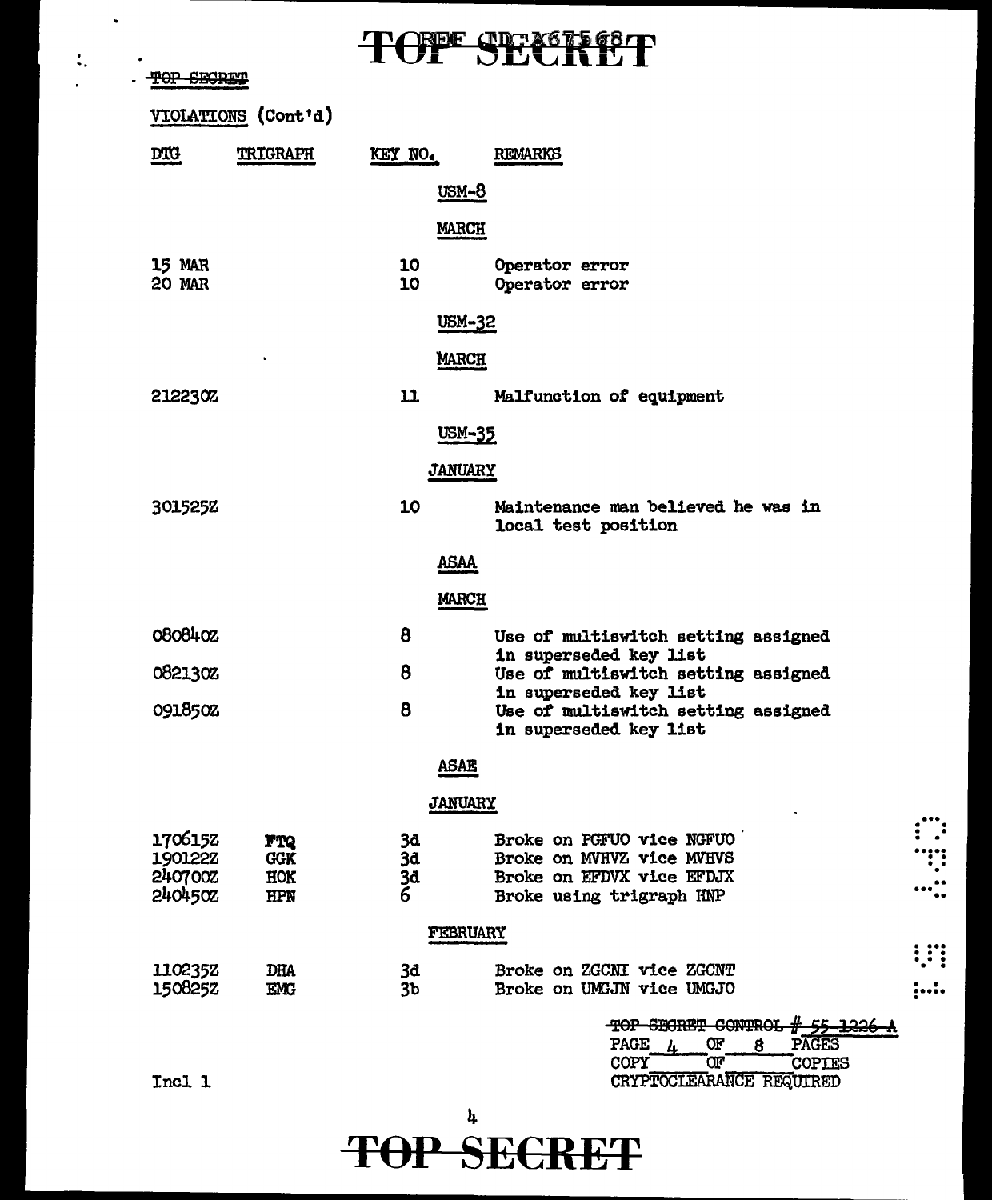VIOLATIONS (Cont'd)

| DTG | TRIGRAPH | KEY NO. | REMARKS |
|---|---|---|---|
| | | **USM-8** | |
| | | **MARCH** | |
| 15 MAR | | 10 | Operator error |
| 20 MAR | | 10 | Operator error |
| | | **USM-32** | |
| | | **MARCH** | |
| 212230Z | | 11 | Malfunction of equipment |
| | | **USM-35** | |
| | | **JANUARY** | |
| 301525Z | | 10 | Maintenance man believed he was in local test position |
| | | **ASAA** | |
| | | **MARCH** | |
| 080840Z | | 8 | Use of multiswitch setting assigned in superseded key list |
| 082130Z | | 8 | Use of multiswitch setting assigned in superseded key list |
| 091850Z | | 8 | Use of multiswitch setting assigned in superseded key list |
| | | **ASAE** | |
| | | **JANUARY** | |
| 170615Z | FTQ | 3d | Broke on PGFUO vice NGFUO |
| 190122Z | GGK | 3d | Broke on MVHVZ vice MVHVS |
| 240700Z | HOK | 3d | Broke on EFDVX vice EFDJX |
| 240450Z | HPN | 6 | Broke using trigraph HNP |
| | | **FEBRUARY** | |
| 110235Z | DHA | 3d | Broke on ZGCNI vice ZGCNT |
| 150825Z | EMG | 3b | Broke on UMGJN vice UMGJO |

~~TOP SECRET CONTROL~~ # 55-1226-A
PAGE 4 OF 8 PAGES
COPY ___ OF ___ COPIES
CRYPTOCLEARANCE REQUIRED

Incl 1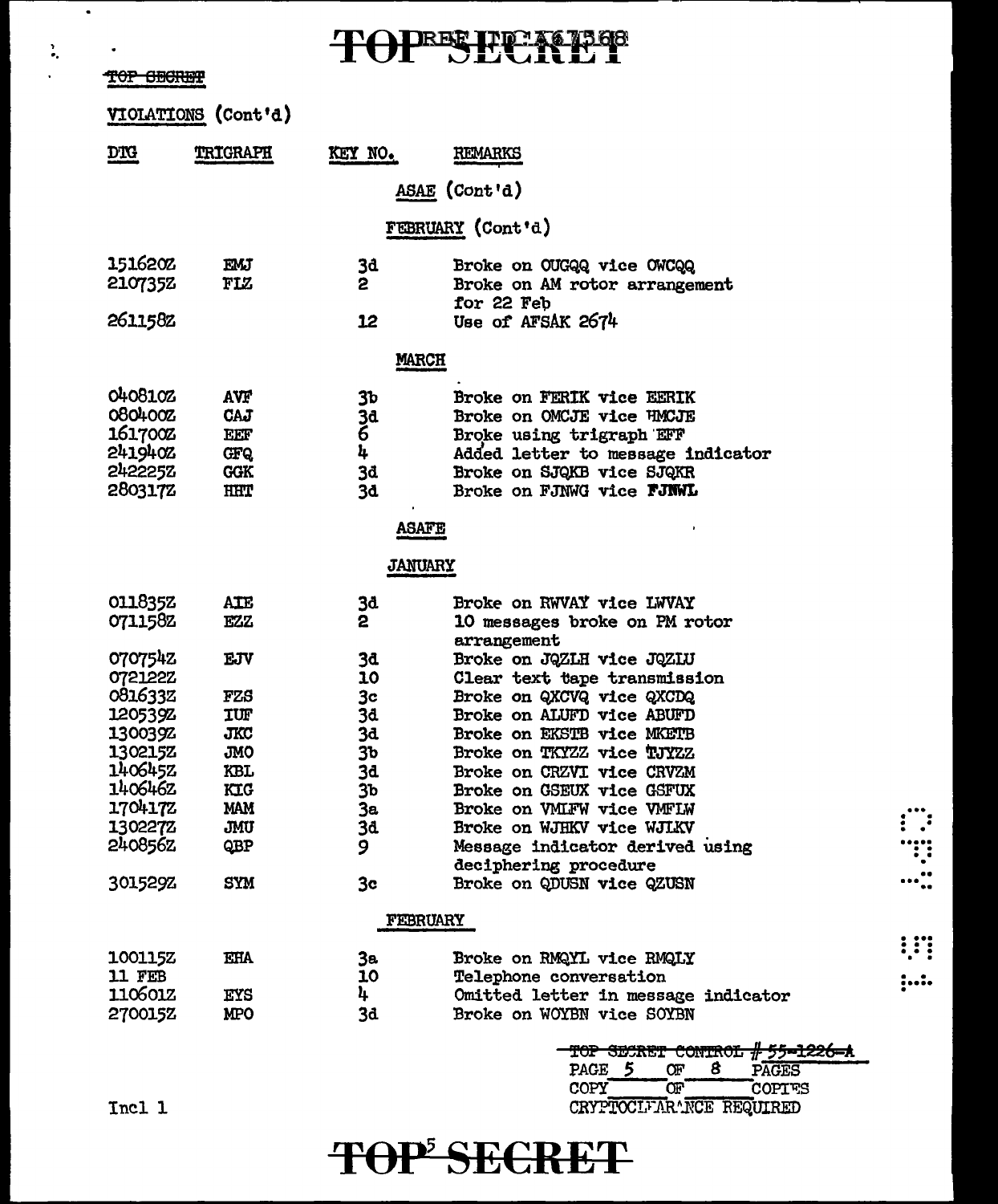TOP SECRET

VIOLATIONS (Cont'd)

| DTG | TRIGRAPH | KEY NO. | REMARKS |
|---|---|---|---|
| | | | **ASAE (Cont'd)** |
| | | | **FEBRUARY (Cont'd)** |
| 151620Z | EMJ | 3d | Broke on OUGQQ vice OWCQQ |
| 210735Z | FIZ | 2 | Broke on AM rotor arrangement for 22 Feb |
| 261158Z | | 12 | Use of AFSAK 2674 |
| | | | **MARCH** |
| 040810Z | AVF | 3b | Broke on FERIK vice EERIK |
| 080400Z | CAJ | 3d | Broke on OMCJE vice HMCJE |
| 161700Z | EEF | 6 | Broke using trigraph EFF |
| 241940Z | GFQ | 4 | Added letter to message indicator |
| 242225Z | GGK | 3d | Broke on SJQKB vice SJQKR |
| 280317Z | HHT | 3d | Broke on FJNWG vice FJNWL |
| | | | **ASAFE** |
| | | | **JANUARY** |
| 011835Z | AIE | 3d | Broke on RWVAY vice LWVAY |
| 071158Z | EZZ | 2 | 10 messages broke on PM rotor arrangement |
| 070754Z | EJV | 3d | Broke on JQZLH vice JQZLU |
| 072122Z | | 10 | Clear text tape transmission |
| 081633Z | FZS | 3c | Broke on QXCVQ vice QXCDQ |
| 120539Z | IUF | 3d | Broke on ALUFD vice ABUFD |
| 130039Z | JKC | 3d | Broke on EKSTB vice MKETB |
| 130215Z | JMO | 3b | Broke on TKYZZ vice TJYZZ |
| 140645Z | KBL | 3d | Broke on CRZVI vice CRVZM |
| 140646Z | KIG | 3b | Broke on GSEUX vice GSFUX |
| 170417Z | MAM | 3a | Broke on VMIFW vice VMFIW |
| 130227Z | JMU | 3d | Broke on WJHKV vice WJLKV |
| 240856Z | QBP | 9 | Message indicator derived using deciphering procedure |
| 301529Z | SYM | 3c | Broke on QDUSN vice QZUSN |
| | | | **FEBRUARY** |
| 100115Z | EHA | 3a | Broke on RMQYL vice RMQLY |
| 11 FEB | | 10 | Telephone conversation |
| 110601Z | EYS | 4 | Omitted letter in message indicator |
| 270015Z | MPO | 3d | Broke on WOYBN vice SOYBN |

~~TOP SECRET CONTROL # 55-1226-A~~
PAGE 5 OF 8 PAGES
COPY ___ OF ___ COPIES
CRYPTOCLEARANCE REQUIRED

Incl 1

TOP SECRET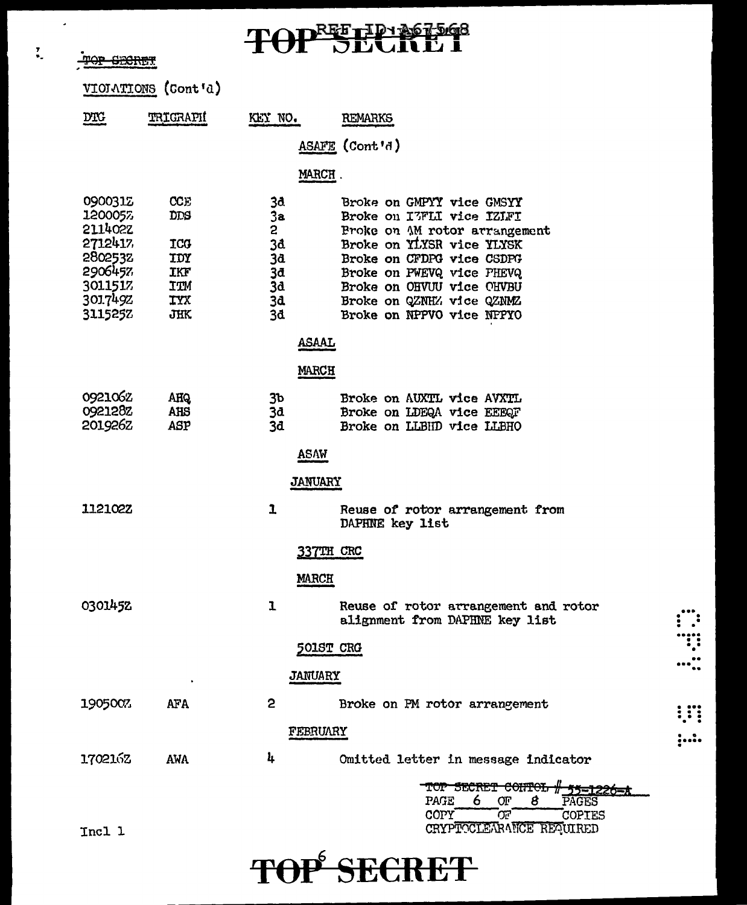TOP SECRET

VIOLATIONS (Cont'd)

| DTG | TRIGRAPH | KEY NO. | REMARKS |
|---|---|---|---|
| | | | **ASAFE (Cont'd)** |
| | | | **MARCH** |
| 090031Z | CCE | 3d | Broke on GMPYY vice GMSYY |
| 120005Z | DDS | 3a | Broke on IZFLI vice IZLFI |
| 211402Z | | 2 | Broke on AM rotor arrangement |
| 271241Z | ICG | 3d | Broke on YLYSR vice YLYSK |
| 280253Z | IDY | 3d | Broke on CFDPG vice CSDPG |
| 290645Z | IKF | 3d | Broke on PWEVQ vice PHEVQ |
| 301151Z | ITM | 3d | Broke on OHVUU vice OHVBU |
| 301749Z | IYX | 3d | Broke on QZNHZ vice QZNMZ |
| 311525Z | JHK | 3d | Broke on NPPVO vice NPPYO |
| | | | **ASAAL** |
| | | | **MARCH** |
| 092106Z | AHQ | 3b | Broke on AUXTL vice AVXTL |
| 092128Z | AHS | 3d | Broke on LDEQA vice EEEQF |
| 201926Z | ASP | 3d | Broke on LLBHD vice LLBHO |
| | | | **ASAW** |
| | | | **JANUARY** |
| 112102Z | | 1 | Reuse of rotor arrangement from DAPHNE key list |
| | | | **337TH CRC** |
| | | | **MARCH** |
| 030145Z | | 1 | Reuse of rotor arrangement and rotor alignment from DAPHNE key list |
| | | | **501ST CRG** |
| | | | **JANUARY** |
| 190500Z | AFA | 2 | Broke on PM rotor arrangement |
| | | | **FEBRUARY** |
| 170216Z | AWA | 4 | Omitted letter in message indicator |

TOP SECRET CONTROL # 55-1226-A
PAGE 6 OF 8 PAGES
COPY OF COPIES
CRYPTOCLEARANCE REQUIRED

Incl 1

TOP SECRET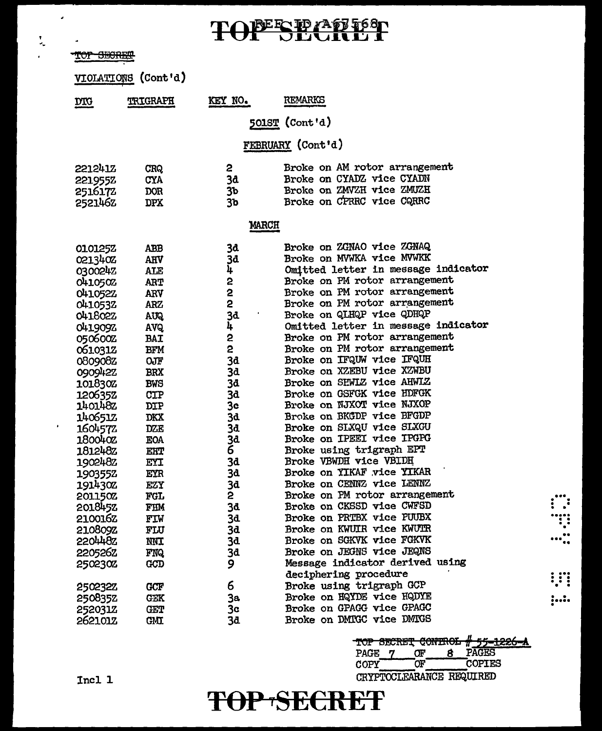TOP SECRET

VIOLATIONS (Cont'd)

| DTG | TRIGRAPH | KEY NO. | REMARKS |
|---|---|---|---|
| | | | **501ST (Cont'd)** |
| | | | **FEBRUARY (Cont'd)** |
| 221241Z | CRQ | 2 | Broke on AM rotor arrangement |
| 221955Z | CYA | 3d | Broke on CYADZ vice CYADN |
| 251617Z | DOR | 3b | Broke on ZMVZH vice ZMUZH |
| 252146Z | DPX | 3b | Broke on CPRRC vice CQRRC |
| | | | **MARCH** |
| 010125Z | ABB | 3d | Broke on ZGNAO vice ZGNAQ |
| 021340Z | AHV | 3d | Broke on MVWKA vice MVWKK |
| 030024Z | ALE | 4 | Omitted letter in message indicator |
| 041050Z | ART | 2 | Broke on PM rotor arrangement |
| 041052Z | ARV | 2 | Broke on PM rotor arrangement |
| 041053Z | ARZ | 2 | Broke on PM rotor arrangement |
| 041802Z | AUQ | 3d | Broke on QLHQP vice QDHQP |
| 041909Z | AVQ | 4 | Omitted letter in message indicator |
| 050600Z | BAI | 2 | Broke on PM rotor arrangement |
| 061031Z | BFM | 2 | Broke on PM rotor arrangement |
| 080908Z | OJF | 3d | Broke on IFQUW vice IFQUH |
| 090942Z | BRX | 3d | Broke on XZEBU vice XZWBU |
| 101830Z | BWS | 3d | Broke on SHWIZ vice AHWIZ |
| 120635Z | CIP | 3d | Broke on GSFGK vice HDFGK |
| 140148Z | DIP | 3c | Broke on NJXOT vice NJXOP |
| 140651Z | DKX | 3d | Broke on BKGDP vice BFGDP |
| 160457Z | DZE | 3d | Broke on SLXQU vice SLXGU |
| 180040Z | EOA | 3d | Broke on IPEEI vice IPGPG |
| 181248Z | EHT | 6 | Broke using trigraph EPT |
| 190248Z | EYI | 3d | Broke VBWDH vice VBIDH |
| 190355Z | EYR | 3d | Broke on YIKAF vice YIKAR |
| 191430Z | EZY | 3d | Broke on CENNZ vice LENNZ |
| 201150Z | FGL | 2 | Broke on PM rotor arrangement |
| 201845Z | FHM | 3d | Broke on CKSSD vice CWFSD |
| 210016Z | FIW | 3d | Broke on PRTBX vice PUUBX |
| 210809Z | FLU | 3d | Broke on KWUIR vice KWUTR |
| 220448Z | NNI | 3d | Broke on SGKVK vice FGKVK |
| 220526Z | FNQ | 3d | Broke on JEGNS vice JEQNS |
| 250230Z | GCD | 9 | Message indicator derived using deciphering procedure |
| 250232Z | GCF | 6 | Broke using trigraph GCP |
| 250835Z | GEK | 3a | Broke on HQYDE vice HQDYE |
| 252031Z | GET | 3c | Broke on GPAGG vice GPAGC |
| 262101Z | GMI | 3d | Broke on DMTGC vice DMTGS |

TOP SECRET CONTROL # 55-1226-A
PAGE 7 OF 8 PAGES
COPY \_\_\_ OF \_\_\_ COPIES
CRYPTOCLEARANCE REQUIRED

Incl 1

TOP SECRET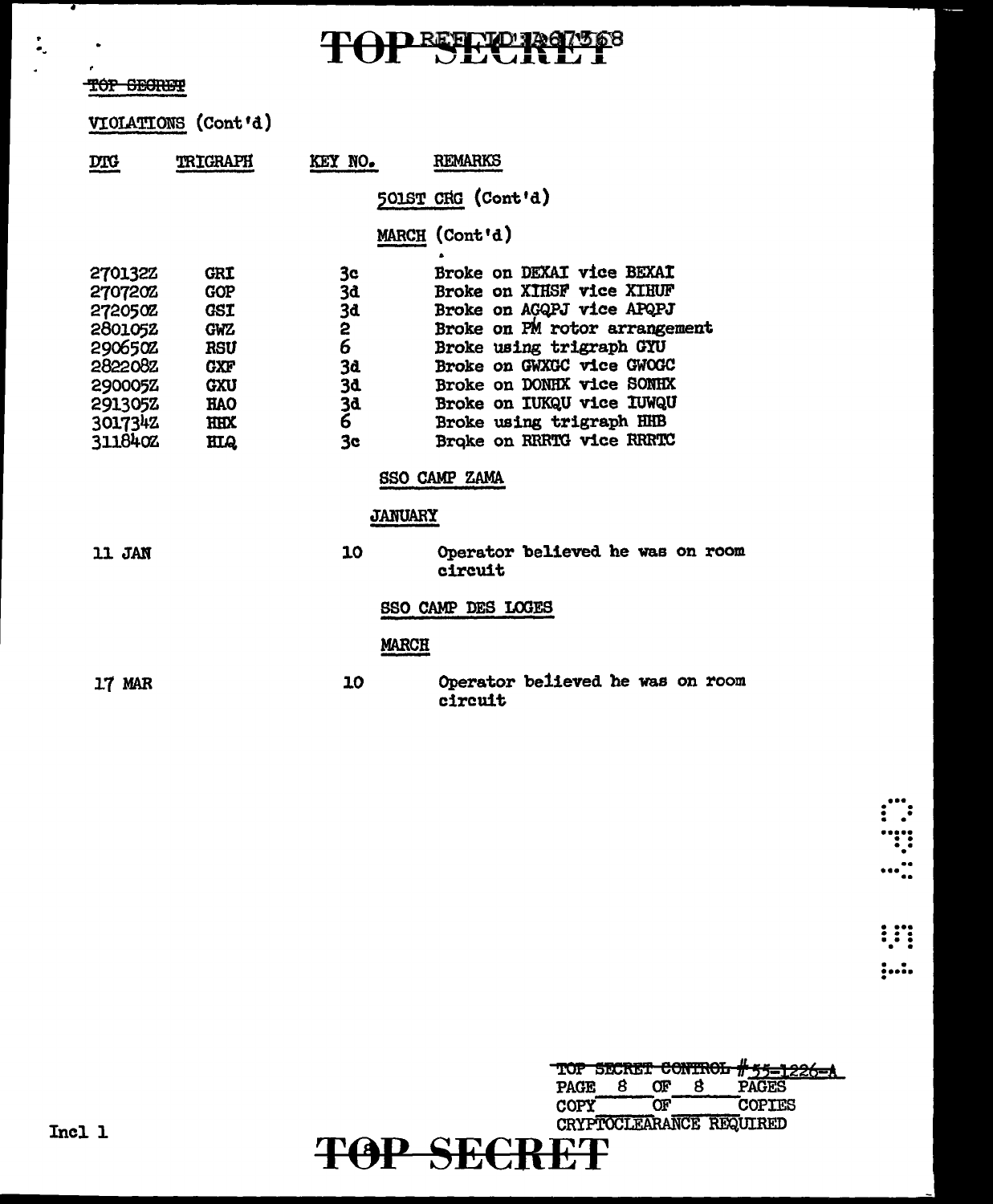~~TOP SECRET~~

VIOLATIONS (Cont'd)

| DTG | TRIGRAPH | KEY NO. | REMARKS |
|---|---|---|---|
| | | | 501ST CRG (Cont'd) |
| | | | MARCH (Cont'd) |
| 270132Z | GRI | 3c | Broke on DEXAI vice BEXAI |
| 270720Z | GOP | 3d | Broke on XIHSF vice XIHUF |
| 272050Z | GSI | 3d | Broke on AGQPJ vice APQPJ |
| 280105Z | GWZ | 2 | Broke on PM rotor arrangement |
| 290650Z | RSU | 6 | Broke using trigraph GYU |
| 282208Z | GXF | 3d | Broke on GWXGC vice GWOGC |
| 290005Z | GXU | 3d | Broke on DONHX vice SONHX |
| 291305Z | HAO | 3d | Broke on IUKQU vice IUWQU |
| 301734Z | HHX | 6 | Broke using trigraph HHB |
| 311840Z | HIQ | 3c | Broke on RRRTG vice RRRTC |
| | | | SSO CAMP ZAMA |
| | | | JANUARY |
| 11 JAN | | 10 | Operator believed he was on room circuit |
| | | | SSO CAMP DES LOGES |
| | | | MARCH |
| 17 MAR | | 10 | Operator believed he was on room circuit |

~~TOP SECRET CONTROL #55-1226-A~~
PAGE 8 OF 8 PAGES
COPY OF COPIES
CRYPTOCLEARANCE REQUIRED

Incl 1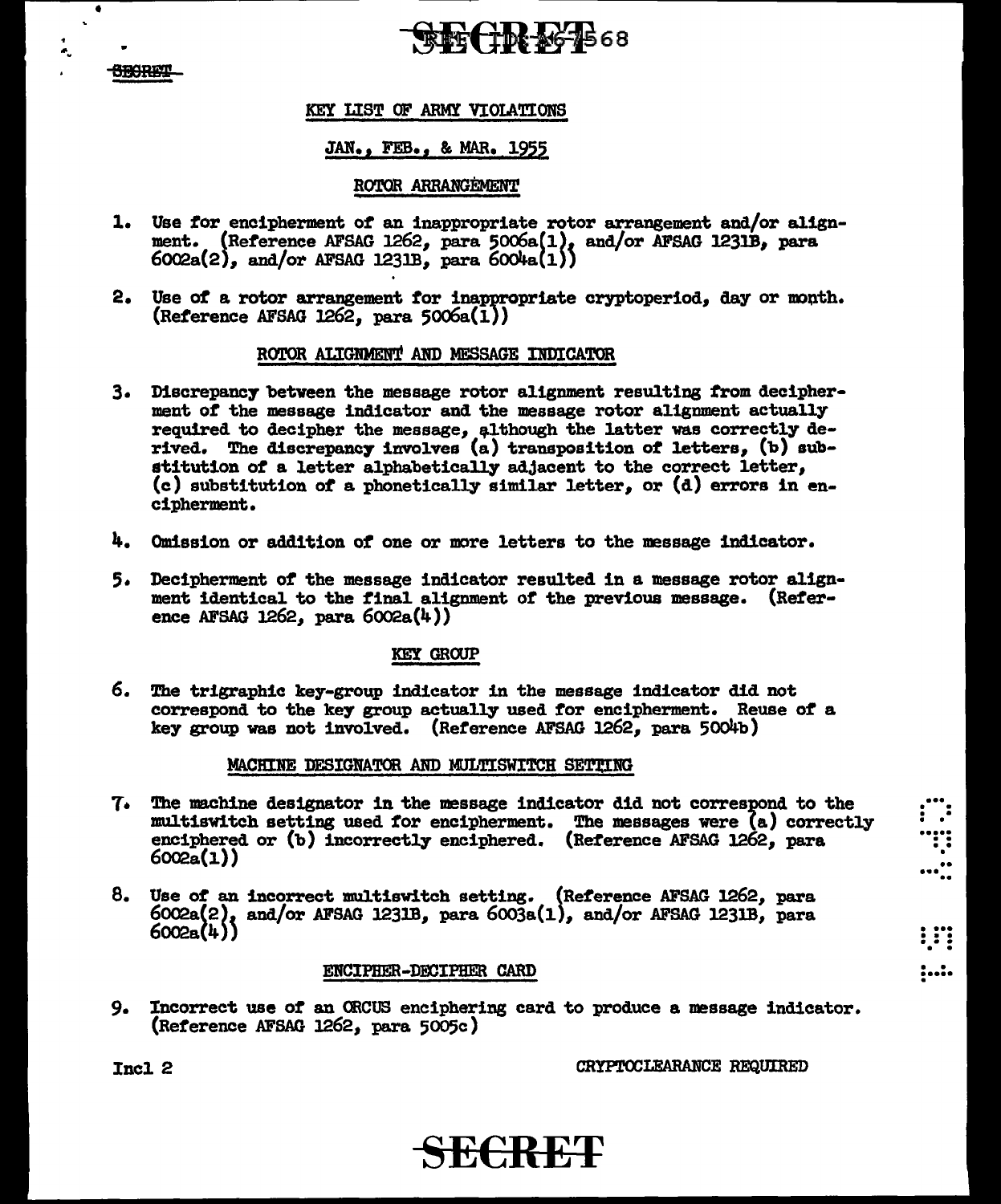# KEY LIST OF ARMY VIOLATIONS

## JAN., FEB., & MAR. 1955

### ROTOR ARRANGEMENT

1. Use for encipherment of an inappropriate rotor arrangement and/or alignment. (Reference AFSAG 1262, para 5006a(1), and/or AFSAG 1231B, para 6002a(2), and/or AFSAG 1231B, para 6004a(1))

2. Use of a rotor arrangement for inappropriate cryptoperiod, day or month. (Reference AFSAG 1262, para 5006a(1))

### ROTOR ALIGNMENT AND MESSAGE INDICATOR

3. Discrepancy between the message rotor alignment resulting from decipherment of the message indicator and the message rotor alignment actually required to decipher the message, although the latter was correctly derived. The discrepancy involves (a) transposition of letters, (b) substitution of a letter alphabetically adjacent to the correct letter, (c) substitution of a phonetically similar letter, or (d) errors in encipherment.

4. Omission or addition of one or more letters to the message indicator.

5. Decipherment of the message indicator resulted in a message rotor alignment identical to the final alignment of the previous message. (Reference AFSAG 1262, para 6002a(4))

### KEY GROUP

6. The trigraphic key-group indicator in the message indicator did not correspond to the key group actually used for encipherment. Reuse of a key group was not involved. (Reference AFSAG 1262, para 5004b)

### MACHINE DESIGNATOR AND MULTISWITCH SETTING

7. The machine designator in the message indicator did not correspond to the multiswitch setting used for encipherment. The messages were (a) correctly enciphered or (b) incorrectly enciphered. (Reference AFSAG 1262, para 6002a(1))

8. Use of an incorrect multiswitch setting. (Reference AFSAG 1262, para 6002a(2), and/or AFSAG 1231B, para 6003a(1), and/or AFSAG 1231B, para 6002a(4))

### ENCIPHER-DECIPHER CARD

9. Incorrect use of an ORCUS enciphering card to produce a message indicator. (Reference AFSAG 1262, para 5005c)

Incl 2

CRYPTOCLEARANCE REQUIRED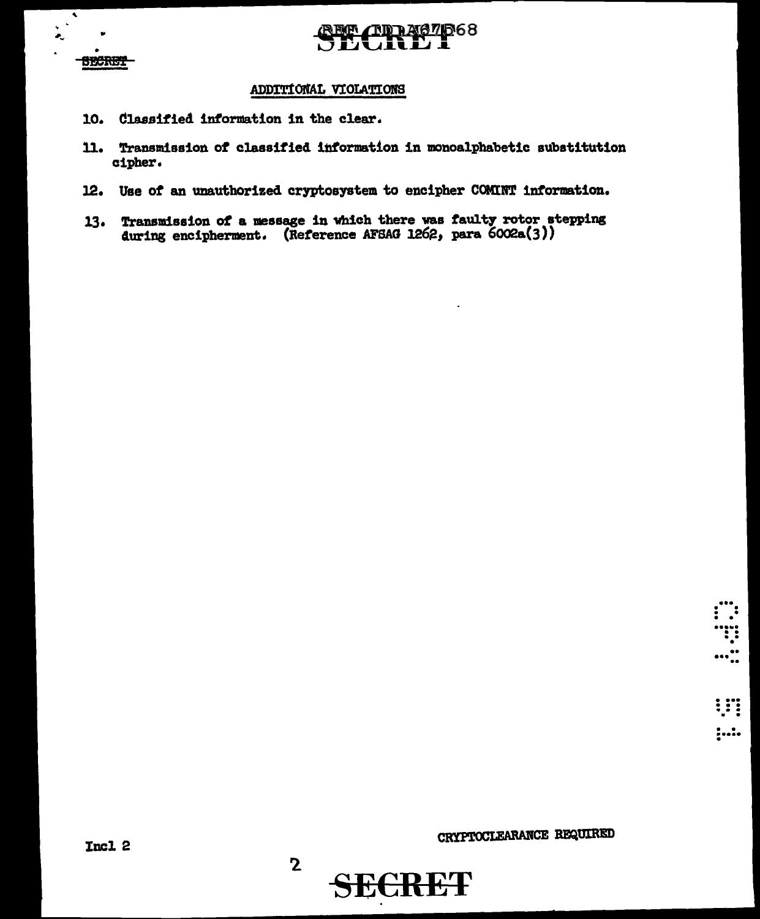SECRET

## ADDITIONAL VIOLATIONS

10. Classified information in the clear.

11. Transmission of classified information in monoalphabetic substitution cipher.

12. Use of an unauthorized cryptosystem to encipher COMINT information.

13. Transmission of a message in which there was faulty rotor stepping during encipherment. (Reference AFSAG 1262, para 6002a(3))

Incl 2

CRYPTOCLEARANCE REQUIRED

SECRET